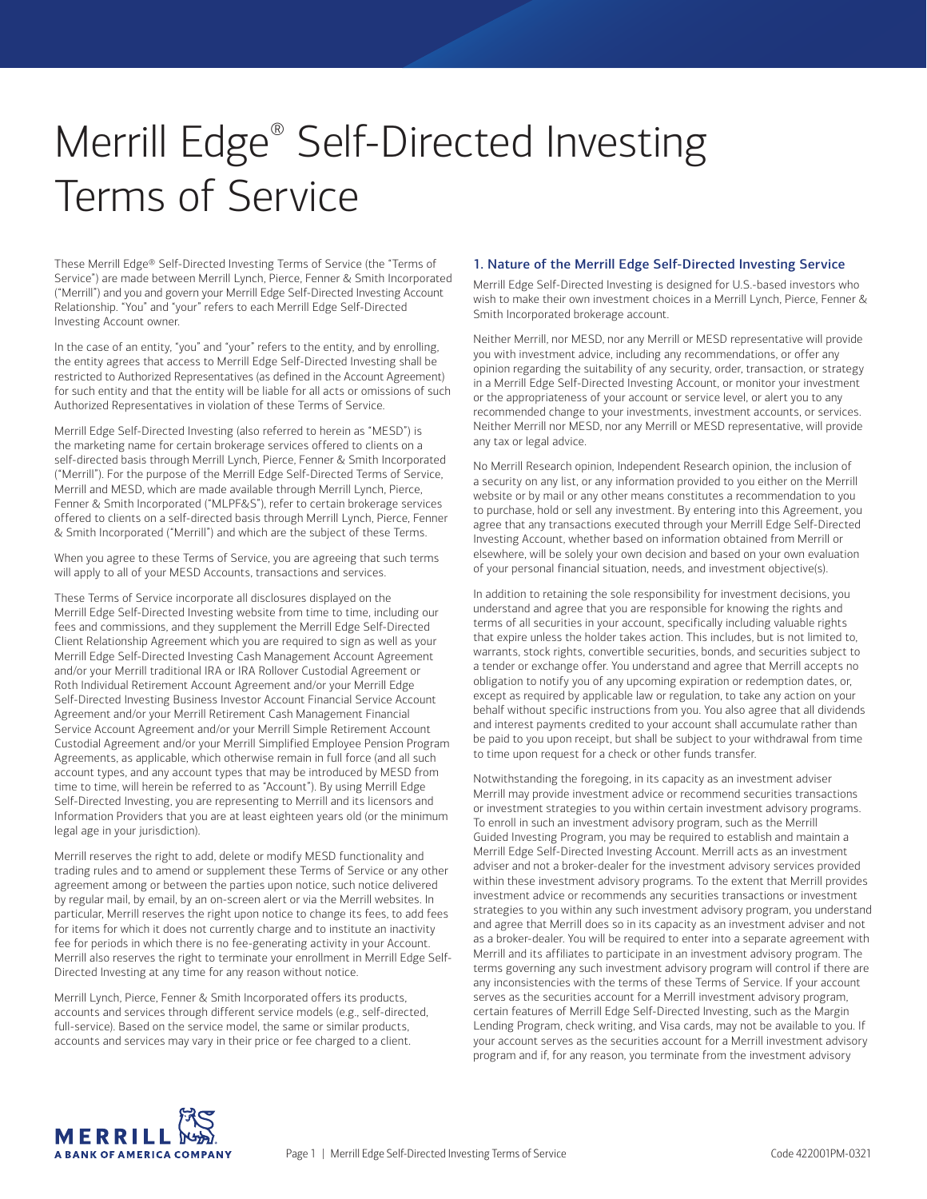# Merrill Edge® Self-Directed Investing Terms of Service

These Merrill Edge® Self-Directed Investing Terms of Service (the "Terms of Service") are made between Merrill Lynch, Pierce, Fenner & Smith Incorporated ("Merrill") and you and govern your Merrill Edge Self-Directed Investing Account Relationship. "You" and "your" refers to each Merrill Edge Self-Directed Investing Account owner.

In the case of an entity, "you" and "your" refers to the entity, and by enrolling, the entity agrees that access to Merrill Edge Self-Directed Investing shall be restricted to Authorized Representatives (as defined in the Account Agreement) for such entity and that the entity will be liable for all acts or omissions of such Authorized Representatives in violation of these Terms of Service.

Merrill Edge Self-Directed Investing (also referred to herein as "MESD") is the marketing name for certain brokerage services offered to clients on a self-directed basis through Merrill Lynch, Pierce, Fenner & Smith Incorporated ("Merrill"). For the purpose of the Merrill Edge Self-Directed Terms of Service, Merrill and MESD, which are made available through Merrill Lynch, Pierce, Fenner & Smith Incorporated ("MLPF&S"), refer to certain brokerage services offered to clients on a self-directed basis through Merrill Lynch, Pierce, Fenner & Smith Incorporated ("Merrill") and which are the subject of these Terms.

When you agree to these Terms of Service, you are agreeing that such terms will apply to all of your MESD Accounts, transactions and services.

These Terms of Service incorporate all disclosures displayed on the Merrill Edge Self-Directed Investing website from time to time, including our fees and commissions, and they supplement the Merrill Edge Self-Directed Client Relationship Agreement which you are required to sign as well as your Merrill Edge Self-Directed Investing Cash Management Account Agreement and/or your Merrill traditional IRA or IRA Rollover Custodial Agreement or Roth Individual Retirement Account Agreement and/or your Merrill Edge Self-Directed Investing Business Investor Account Financial Service Account Agreement and/or your Merrill Retirement Cash Management Financial Service Account Agreement and/or your Merrill Simple Retirement Account Custodial Agreement and/or your Merrill Simplified Employee Pension Program Agreements, as applicable, which otherwise remain in full force (and all such account types, and any account types that may be introduced by MESD from time to time, will herein be referred to as "Account"). By using Merrill Edge Self-Directed Investing, you are representing to Merrill and its licensors and Information Providers that you are at least eighteen years old (or the minimum legal age in your jurisdiction).

Merrill reserves the right to add, delete or modify MESD functionality and trading rules and to amend or supplement these Terms of Service or any other agreement among or between the parties upon notice, such notice delivered by regular mail, by email, by an on-screen alert or via the Merrill websites. In particular, Merrill reserves the right upon notice to change its fees, to add fees for items for which it does not currently charge and to institute an inactivity fee for periods in which there is no fee-generating activity in your Account. Merrill also reserves the right to terminate your enrollment in Merrill Edge Self-Directed Investing at any time for any reason without notice.

Merrill Lynch, Pierce, Fenner & Smith Incorporated offers its products, accounts and services through different service models (e.g., self-directed, full-service). Based on the service model, the same or similar products, accounts and services may vary in their price or fee charged to a client.

## 1. Nature of the Merrill Edge Self-Directed Investing Service

Merrill Edge Self-Directed Investing is designed for U.S.-based investors who wish to make their own investment choices in a Merrill Lynch, Pierce, Fenner & Smith Incorporated brokerage account.

Neither Merrill, nor MESD, nor any Merrill or MESD representative will provide you with investment advice, including any recommendations, or offer any opinion regarding the suitability of any security, order, transaction, or strategy in a Merrill Edge Self-Directed Investing Account, or monitor your investment or the appropriateness of your account or service level, or alert you to any recommended change to your investments, investment accounts, or services. Neither Merrill nor MESD, nor any Merrill or MESD representative, will provide any tax or legal advice.

No Merrill Research opinion, Independent Research opinion, the inclusion of a security on any list, or any information provided to you either on the Merrill website or by mail or any other means constitutes a recommendation to you to purchase, hold or sell any investment. By entering into this Agreement, you agree that any transactions executed through your Merrill Edge Self-Directed Investing Account, whether based on information obtained from Merrill or elsewhere, will be solely your own decision and based on your own evaluation of your personal financial situation, needs, and investment objective(s).

In addition to retaining the sole responsibility for investment decisions, you understand and agree that you are responsible for knowing the rights and terms of all securities in your account, specifically including valuable rights that expire unless the holder takes action. This includes, but is not limited to, warrants, stock rights, convertible securities, bonds, and securities subject to a tender or exchange offer. You understand and agree that Merrill accepts no obligation to notify you of any upcoming expiration or redemption dates, or, except as required by applicable law or regulation, to take any action on your behalf without specific instructions from you. You also agree that all dividends and interest payments credited to your account shall accumulate rather than be paid to you upon receipt, but shall be subject to your withdrawal from time to time upon request for a check or other funds transfer.

Notwithstanding the foregoing, in its capacity as an investment adviser Merrill may provide investment advice or recommend securities transactions or investment strategies to you within certain investment advisory programs. To enroll in such an investment advisory program, such as the Merrill Guided Investing Program, you may be required to establish and maintain a Merrill Edge Self-Directed Investing Account. Merrill acts as an investment adviser and not a broker-dealer for the investment advisory services provided within these investment advisory programs. To the extent that Merrill provides investment advice or recommends any securities transactions or investment strategies to you within any such investment advisory program, you understand and agree that Merrill does so in its capacity as an investment adviser and not as a broker-dealer. You will be required to enter into a separate agreement with Merrill and its affiliates to participate in an investment advisory program. The terms governing any such investment advisory program will control if there are any inconsistencies with the terms of these Terms of Service. If your account serves as the securities account for a Merrill investment advisory program, certain features of Merrill Edge Self-Directed Investing, such as the Margin Lending Program, check writing, and Visa cards, may not be available to you. If your account serves as the securities account for a Merrill investment advisory program and if, for any reason, you terminate from the investment advisory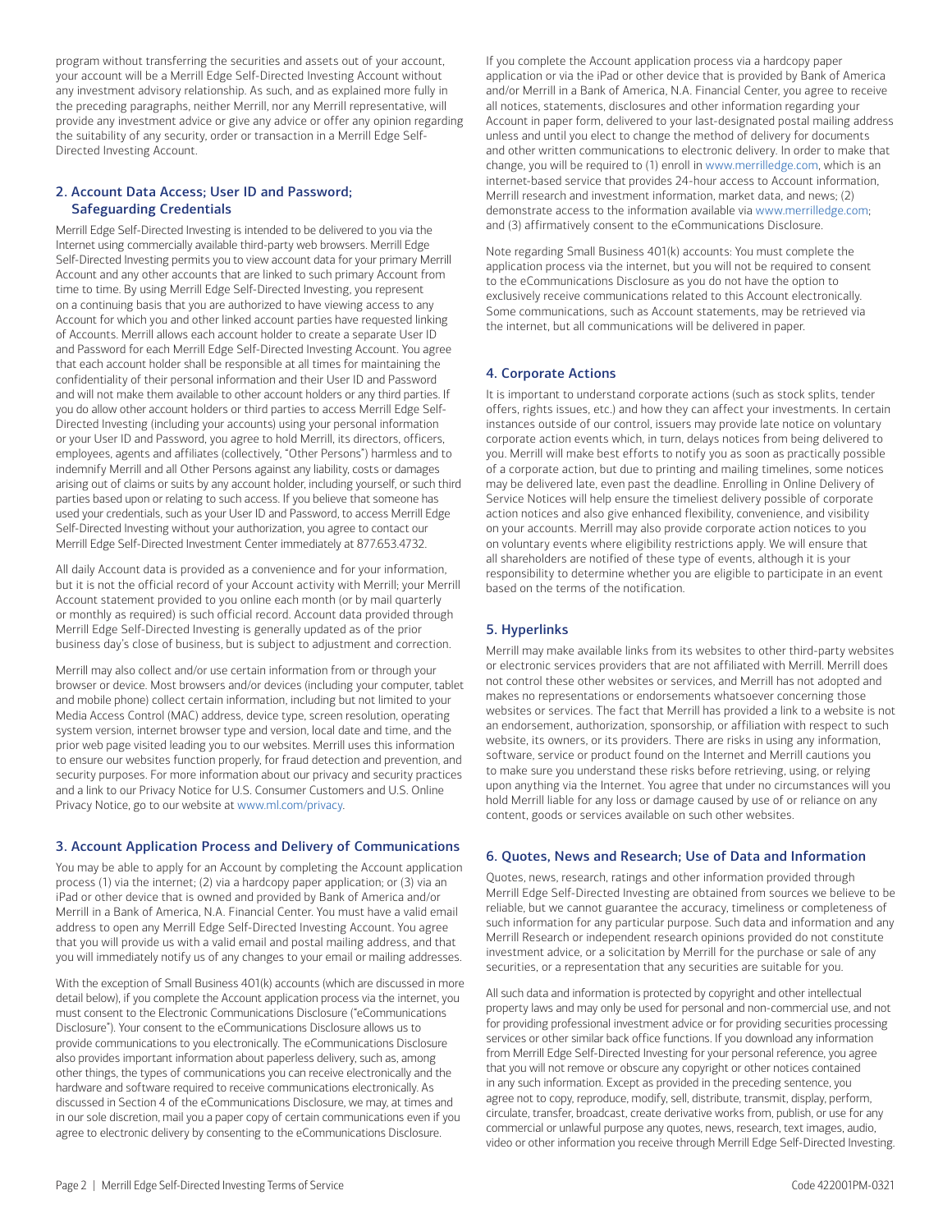program without transferring the securities and assets out of your account, your account will be a Merrill Edge Self-Directed Investing Account without any investment advisory relationship. As such, and as explained more fully in the preceding paragraphs, neither Merrill, nor any Merrill representative, will provide any investment advice or give any advice or offer any opinion regarding the suitability of any security, order or transaction in a Merrill Edge Self-Directed Investing Account.

## 2. Account Data Access; User ID and Password; Safeguarding Credentials

Merrill Edge Self-Directed Investing is intended to be delivered to you via the Internet using commercially available third-party web browsers. Merrill Edge Self-Directed Investing permits you to view account data for your primary Merrill Account and any other accounts that are linked to such primary Account from time to time. By using Merrill Edge Self-Directed Investing, you represent on a continuing basis that you are authorized to have viewing access to any Account for which you and other linked account parties have requested linking of Accounts. Merrill allows each account holder to create a separate User ID and Password for each Merrill Edge Self-Directed Investing Account. You agree that each account holder shall be responsible at all times for maintaining the confidentiality of their personal information and their User ID and Password and will not make them available to other account holders or any third parties. If you do allow other account holders or third parties to access Merrill Edge Self-Directed Investing (including your accounts) using your personal information or your User ID and Password, you agree to hold Merrill, its directors, officers, employees, agents and affiliates (collectively, "Other Persons") harmless and to indemnify Merrill and all Other Persons against any liability, costs or damages arising out of claims or suits by any account holder, including yourself, or such third parties based upon or relating to such access. If you believe that someone has used your credentials, such as your User ID and Password, to access Merrill Edge Self-Directed Investing without your authorization, you agree to contact our Merrill Edge Self-Directed Investment Center immediately at 877.653.4732.

All daily Account data is provided as a convenience and for your information, but it is not the official record of your Account activity with Merrill; your Merrill Account statement provided to you online each month (or by mail quarterly or monthly as required) is such official record. Account data provided through Merrill Edge Self-Directed Investing is generally updated as of the prior business day's close of business, but is subject to adjustment and correction.

Merrill may also collect and/or use certain information from or through your browser or device. Most browsers and/or devices (including your computer, tablet and mobile phone) collect certain information, including but not limited to your Media Access Control (MAC) address, device type, screen resolution, operating system version, internet browser type and version, local date and time, and the prior web page visited leading you to our websites. Merrill uses this information to ensure our websites function properly, for fraud detection and prevention, and security purposes. For more information about our privacy and security practices and a link to our Privacy Notice for U.S. Consumer Customers and U.S. Online Privacy Notice, go to our website at www.ml.com/privacy.

## 3. Account Application Process and Delivery of Communications

You may be able to apply for an Account by completing the Account application process (1) via the internet; (2) via a hardcopy paper application; or (3) via an iPad or other device that is owned and provided by Bank of America and/or Merrill in a Bank of America, N.A. Financial Center. You must have a valid email address to open any Merrill Edge Self-Directed Investing Account. You agree that you will provide us with a valid email and postal mailing address, and that you will immediately notify us of any changes to your email or mailing addresses.

With the exception of Small Business 401(k) accounts (which are discussed in more detail below), if you complete the Account application process via the internet, you must consent to the Electronic Communications Disclosure ("eCommunications Disclosure"). Your consent to the eCommunications Disclosure allows us to provide communications to you electronically. The eCommunications Disclosure also provides important information about paperless delivery, such as, among other things, the types of communications you can receive electronically and the hardware and software required to receive communications electronically. As discussed in Section 4 of the eCommunications Disclosure, we may, at times and in our sole discretion, mail you a paper copy of certain communications even if you agree to electronic delivery by consenting to the eCommunications Disclosure.

If you complete the Account application process via a hardcopy paper application or via the iPad or other device that is provided by Bank of America and/or Merrill in a Bank of America, N.A. Financial Center, you agree to receive all notices, statements, disclosures and other information regarding your Account in paper form, delivered to your last-designated postal mailing address unless and until you elect to change the method of delivery for documents and other written communications to electronic delivery. In order to make that change, you will be required to (1) enroll in www.merrilledge.com, which is an internet-based service that provides 24-hour access to Account information, Merrill research and investment information, market data, and news; (2) demonstrate access to the information available via www.merrilledge.com; and (3) affirmatively consent to the eCommunications Disclosure.

Note regarding Small Business 401(k) accounts: You must complete the application process via the internet, but you will not be required to consent to the eCommunications Disclosure as you do not have the option to exclusively receive communications related to this Account electronically. Some communications, such as Account statements, may be retrieved via the internet, but all communications will be delivered in paper.

## 4. Corporate Actions

It is important to understand corporate actions (such as stock splits, tender offers, rights issues, etc.) and how they can affect your investments. In certain instances outside of our control, issuers may provide late notice on voluntary corporate action events which, in turn, delays notices from being delivered to you. Merrill will make best efforts to notify you as soon as practically possible of a corporate action, but due to printing and mailing timelines, some notices may be delivered late, even past the deadline. Enrolling in Online Delivery of Service Notices will help ensure the timeliest delivery possible of corporate action notices and also give enhanced flexibility, convenience, and visibility on your accounts. Merrill may also provide corporate action notices to you on voluntary events where eligibility restrictions apply. We will ensure that all shareholders are notified of these type of events, although it is your responsibility to determine whether you are eligible to participate in an event based on the terms of the notification.

## 5. Hyperlinks

Merrill may make available links from its websites to other third-party websites or electronic services providers that are not affiliated with Merrill. Merrill does not control these other websites or services, and Merrill has not adopted and makes no representations or endorsements whatsoever concerning those websites or services. The fact that Merrill has provided a link to a website is not an endorsement, authorization, sponsorship, or affiliation with respect to such website, its owners, or its providers. There are risks in using any information, software, service or product found on the Internet and Merrill cautions you to make sure you understand these risks before retrieving, using, or relying upon anything via the Internet. You agree that under no circumstances will you hold Merrill liable for any loss or damage caused by use of or reliance on any content, goods or services available on such other websites.

## 6. Quotes, News and Research; Use of Data and Information

Quotes, news, research, ratings and other information provided through Merrill Edge Self-Directed Investing are obtained from sources we believe to be reliable, but we cannot guarantee the accuracy, timeliness or completeness of such information for any particular purpose. Such data and information and any Merrill Research or independent research opinions provided do not constitute investment advice, or a solicitation by Merrill for the purchase or sale of any securities, or a representation that any securities are suitable for you.

All such data and information is protected by copyright and other intellectual property laws and may only be used for personal and non-commercial use, and not for providing professional investment advice or for providing securities processing services or other similar back office functions. If you download any information from Merrill Edge Self-Directed Investing for your personal reference, you agree that you will not remove or obscure any copyright or other notices contained in any such information. Except as provided in the preceding sentence, you agree not to copy, reproduce, modify, sell, distribute, transmit, display, perform, circulate, transfer, broadcast, create derivative works from, publish, or use for any commercial or unlawful purpose any quotes, news, research, text images, audio, video or other information you receive through Merrill Edge Self-Directed Investing.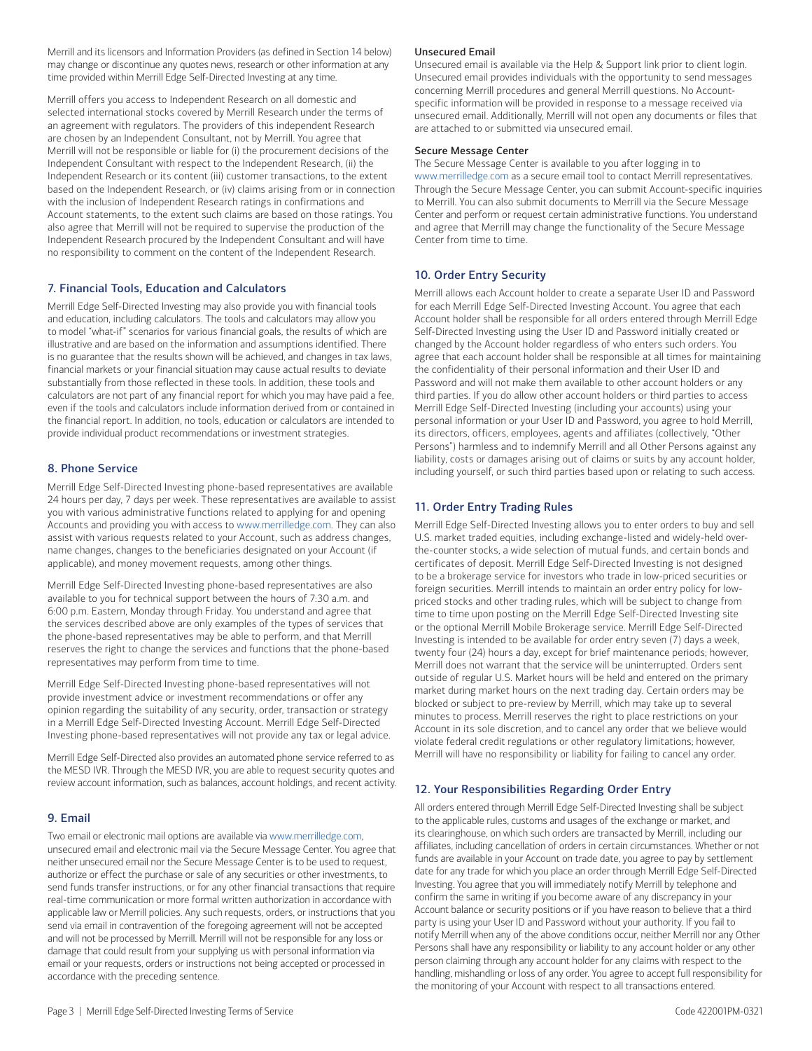Merrill and its licensors and Information Providers (as defined in Section 14 below) may change or discontinue any quotes news, research or other information at any time provided within Merrill Edge Self-Directed Investing at any time.

Merrill offers you access to Independent Research on all domestic and selected international stocks covered by Merrill Research under the terms of an agreement with regulators. The providers of this independent Research are chosen by an Independent Consultant, not by Merrill. You agree that Merrill will not be responsible or liable for (i) the procurement decisions of the Independent Consultant with respect to the Independent Research, (ii) the Independent Research or its content (iii) customer transactions, to the extent based on the Independent Research, or (iv) claims arising from or in connection with the inclusion of Independent Research ratings in confirmations and Account statements, to the extent such claims are based on those ratings. You also agree that Merrill will not be required to supervise the production of the Independent Research procured by the Independent Consultant and will have no responsibility to comment on the content of the Independent Research.

## 7. Financial Tools, Education and Calculators

Merrill Edge Self-Directed Investing may also provide you with financial tools and education, including calculators. The tools and calculators may allow you to model "what-if" scenarios for various financial goals, the results of which are illustrative and are based on the information and assumptions identified. There is no guarantee that the results shown will be achieved, and changes in tax laws, financial markets or your financial situation may cause actual results to deviate substantially from those reflected in these tools. In addition, these tools and calculators are not part of any financial report for which you may have paid a fee, even if the tools and calculators include information derived from or contained in the financial report. In addition, no tools, education or calculators are intended to provide individual product recommendations or investment strategies.

## 8. Phone Service

Merrill Edge Self-Directed Investing phone-based representatives are available 24 hours per day, 7 days per week. These representatives are available to assist you with various administrative functions related to applying for and opening Accounts and providing you with access to www.merrilledge.com. They can also assist with various requests related to your Account, such as address changes, name changes, changes to the beneficiaries designated on your Account (if applicable), and money movement requests, among other things.

Merrill Edge Self-Directed Investing phone-based representatives are also available to you for technical support between the hours of 7:30 a.m. and 6:00 p.m. Eastern, Monday through Friday. You understand and agree that the services described above are only examples of the types of services that the phone-based representatives may be able to perform, and that Merrill reserves the right to change the services and functions that the phone-based representatives may perform from time to time.

Merrill Edge Self-Directed Investing phone-based representatives will not provide investment advice or investment recommendations or offer any opinion regarding the suitability of any security, order, transaction or strategy in a Merrill Edge Self-Directed Investing Account. Merrill Edge Self-Directed Investing phone-based representatives will not provide any tax or legal advice.

Merrill Edge Self-Directed also provides an automated phone service referred to as the MESD IVR. Through the MESD IVR, you are able to request security quotes and review account information, such as balances, account holdings, and recent activity.

## 9. Email

Two email or electronic mail options are available via www.merrilledge.com, unsecured email and electronic mail via the Secure Message Center. You agree that neither unsecured email nor the Secure Message Center is to be used to request, authorize or effect the purchase or sale of any securities or other investments, to send funds transfer instructions, or for any other financial transactions that require real-time communication or more formal written authorization in accordance with applicable law or Merrill policies. Any such requests, orders, or instructions that you send via email in contravention of the foregoing agreement will not be accepted and will not be processed by Merrill. Merrill will not be responsible for any loss or damage that could result from your supplying us with personal information via email or your requests, orders or instructions not being accepted or processed in accordance with the preceding sentence.

**Unsecured Email**

Unsecured email is available via the Help & Support link prior to client login. Unsecured email provides individuals with the opportunity to send messages concerning Merrill procedures and general Merrill questions. No Account-specific information will be provided in response to a message received via unsecured email. Additionally, Merrill will not open any documents or files that are attached to or submitted via unsecured email.

**Secure Message Center**

The Secure Message Center is available to you after logging in to www.merrilledge.com as a secure email tool to contact Merrill representatives. Through the Secure Message Center, you can submit Account-specific inquiries to Merrill. You can also submit documents to Merrill via the Secure Message Center and perform or request certain administrative functions. You understand and agree that Merrill may change the functionality of the Secure Message Center from time to time.

## 10. Order Entry Security

Merrill allows each Account holder to create a separate User ID and Password for each Merrill Edge Self-Directed Investing Account. You agree that each Account holder shall be responsible for all orders entered through Merrill Edge Self-Directed Investing using the User ID and Password initially created or changed by the Account holder regardless of who enters such orders. You agree that each account holder shall be responsible at all times for maintaining the confidentiality of their personal information and their User ID and Password and will not make them available to other account holders or any third parties. If you do allow other account holders or third parties to access Merrill Edge Self-Directed Investing (including your accounts) using your personal information or your User ID and Password, you agree to hold Merrill, its directors, officers, employees, agents and affiliates (collectively, "Other Persons") harmless and to indemnify Merrill and all Other Persons against any liability, costs or damages arising out of claims or suits by any account holder, including yourself, or such third parties based upon or relating to such access.

## 11. Order Entry Trading Rules

Merrill Edge Self-Directed Investing allows you to enter orders to buy and sell U.S. market traded equities, including exchange-listed and widely-held over-the-counter stocks, a wide selection of mutual funds, and certain bonds and certificates of deposit. Merrill Edge Self-Directed Investing is not designed to be a brokerage service for investors who trade in low-priced securities or foreign securities. Merrill intends to maintain an order entry policy for low-priced stocks and other trading rules, which will be subject to change from time to time upon posting on the Merrill Edge Self-Directed Investing site or the optional Merrill Mobile Brokerage service. Merrill Edge Self-Directed Investing is intended to be available for order entry seven (7) days a week, twenty four (24) hours a day, except for brief maintenance periods; however, Merrill does not warrant that the service will be uninterrupted. Orders sent outside of regular U.S. Market hours will be held and entered on the primary market during market hours on the next trading day. Certain orders may be blocked or subject to pre-review by Merrill, which may take up to several minutes to process. Merrill reserves the right to place restrictions on your Account in its sole discretion, and to cancel any order that we believe would violate federal credit regulations or other regulatory limitations; however, Merrill will have no responsibility or liability for failing to cancel any order.

## 12. Your Responsibilities Regarding Order Entry

All orders entered through Merrill Edge Self-Directed Investing shall be subject to the applicable rules, customs and usages of the exchange or market, and its clearinghouse, on which such orders are transacted by Merrill, including our affiliates, including cancellation of orders in certain circumstances. Whether or not funds are available in your Account on trade date, you agree to pay by settlement date for any trade for which you place an order through Merrill Edge Self-Directed Investing. You agree that you will immediately notify Merrill by telephone and confirm the same in writing if you become aware of any discrepancy in your Account balance or security positions or if you have reason to believe that a third party is using your User ID and Password without your authority. If you fail to notify Merrill when any of the above conditions occur, neither Merrill nor any Other Persons shall have any responsibility or liability to any account holder or any other person claiming through any account holder for any claims with respect to the handling, mishandling or loss of any order. You agree to accept full responsibility for the monitoring of your Account with respect to all transactions entered.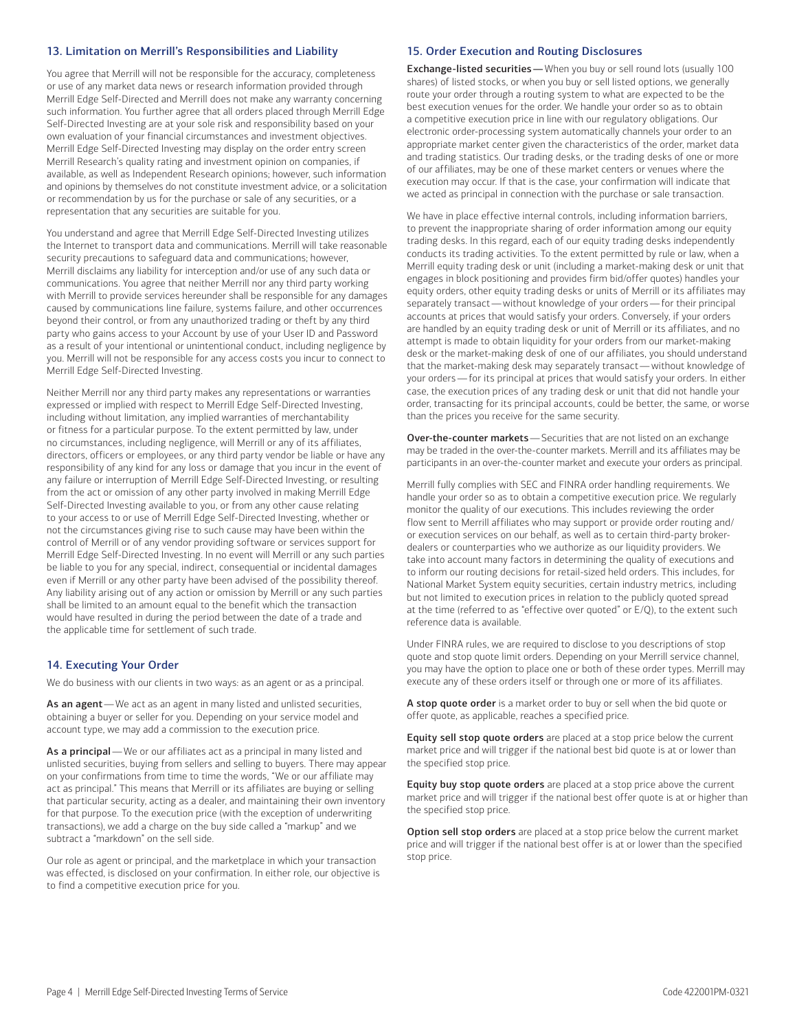## 13. Limitation on Merrill's Responsibilities and Liability

You agree that Merrill will not be responsible for the accuracy, completeness or use of any market data news or research information provided through Merrill Edge Self-Directed and Merrill does not make any warranty concerning such information. You further agree that all orders placed through Merrill Edge Self-Directed Investing are at your sole risk and responsibility based on your own evaluation of your financial circumstances and investment objectives. Merrill Edge Self-Directed Investing may display on the order entry screen Merrill Research's quality rating and investment opinion on companies, if available, as well as Independent Research opinions; however, such information and opinions by themselves do not constitute investment advice, or a solicitation or recommendation by us for the purchase or sale of any securities, or a representation that any securities are suitable for you.

You understand and agree that Merrill Edge Self-Directed Investing utilizes the Internet to transport data and communications. Merrill will take reasonable security precautions to safeguard data and communications; however, Merrill disclaims any liability for interception and/or use of any such data or communications. You agree that neither Merrill nor any third party working with Merrill to provide services hereunder shall be responsible for any damages caused by communications line failure, systems failure, and other occurrences beyond their control, or from any unauthorized trading or theft by any third party who gains access to your Account by use of your User ID and Password as a result of your intentional or unintentional conduct, including negligence by you. Merrill will not be responsible for any access costs you incur to connect to Merrill Edge Self-Directed Investing.

Neither Merrill nor any third party makes any representations or warranties expressed or implied with respect to Merrill Edge Self-Directed Investing, including without limitation, any implied warranties of merchantability or fitness for a particular purpose. To the extent permitted by law, under no circumstances, including negligence, will Merrill or any of its affiliates, directors, officers or employees, or any third party vendor be liable or have any responsibility of any kind for any loss or damage that you incur in the event of any failure or interruption of Merrill Edge Self-Directed Investing, or resulting from the act or omission of any other party involved in making Merrill Edge Self-Directed Investing available to you, or from any other cause relating to your access to or use of Merrill Edge Self-Directed Investing, whether or not the circumstances giving rise to such cause may have been within the control of Merrill or of any vendor providing software or services support for Merrill Edge Self-Directed Investing. In no event will Merrill or any such parties be liable to you for any special, indirect, consequential or incidental damages even if Merrill or any other party have been advised of the possibility thereof. Any liability arising out of any action or omission by Merrill or any such parties shall be limited to an amount equal to the benefit which the transaction would have resulted in during the period between the date of a trade and the applicable time for settlement of such trade.

## 14. Executing Your Order

We do business with our clients in two ways: as an agent or as a principal.

**As an agent**— We act as an agent in many listed and unlisted securities, obtaining a buyer or seller for you. Depending on your service model and account type, we may add a commission to the execution price.

**As a principal**— We or our affiliates act as a principal in many listed and unlisted securities, buying from sellers and selling to buyers. There may appear on your confirmations from time to time the words, "We or our affiliate may act as principal." This means that Merrill or its affiliates are buying or selling that particular security, acting as a dealer, and maintaining their own inventory for that purpose. To the execution price (with the exception of underwriting transactions), we add a charge on the buy side called a "markup" and we subtract a "markdown" on the sell side.

Our role as agent or principal, and the marketplace in which your transaction was effected, is disclosed on your confirmation. In either role, our objective is to find a competitive execution price for you.

## 15. Order Execution and Routing Disclosures

**Exchange-listed securities**— When you buy or sell round lots (usually 100 shares) of listed stocks, or when you buy or sell listed options, we generally route your order through a routing system to what are expected to be the best execution venues for the order. We handle your order so as to obtain a competitive execution price in line with our regulatory obligations. Our electronic order-processing system automatically channels your order to an appropriate market center given the characteristics of the order, market data and trading statistics. Our trading desks, or the trading desks of one or more of our affiliates, may be one of these market centers or venues where the execution may occur. If that is the case, your confirmation will indicate that we acted as principal in connection with the purchase or sale transaction.

We have in place effective internal controls, including information barriers, to prevent the inappropriate sharing of order information among our equity trading desks. In this regard, each of our equity trading desks independently conducts its trading activities. To the extent permitted by rule or law, when a Merrill equity trading desk or unit (including a market-making desk or unit that engages in block positioning and provides firm bid/offer quotes) handles your equity orders, other equity trading desks or units of Merrill or its affiliates may separately transact— without knowledge of your orders— for their principal accounts at prices that would satisfy your orders. Conversely, if your orders are handled by an equity trading desk or unit of Merrill or its affiliates, and no attempt is made to obtain liquidity for your orders from our market-making desk or the market-making desk of one of our affiliates, you should understand that the market-making desk may separately transact— without knowledge of your orders— for its principal at prices that would satisfy your orders. In either case, the execution prices of any trading desk or unit that did not handle your order, transacting for its principal accounts, could be better, the same, or worse than the prices you receive for the same security.

**Over-the-counter markets**— Securities that are not listed on an exchange may be traded in the over-the-counter markets. Merrill and its affiliates may be participants in an over-the-counter market and execute your orders as principal.

Merrill fully complies with SEC and FINRA order handling requirements. We handle your order so as to obtain a competitive execution price. We regularly monitor the quality of our executions. This includes reviewing the order flow sent to Merrill affiliates who may support or provide order routing and/or execution services on our behalf, as well as to certain third-party broker-dealers or counterparties who we authorize as our liquidity providers. We take into account many factors in determining the quality of executions and to inform our routing decisions for retail-sized held orders. This includes, for National Market System equity securities, certain industry metrics, including but not limited to execution prices in relation to the publicly quoted spread at the time (referred to as "effective over quoted" or E/Q), to the extent such reference data is available.

Under FINRA rules, we are required to disclose to you descriptions of stop quote and stop quote limit orders. Depending on your Merrill service channel, you may have the option to place one or both of these order types. Merrill may execute any of these orders itself or through one or more of its affiliates.

**A stop quote order** is a market order to buy or sell when the bid quote or offer quote, as applicable, reaches a specified price.

**Equity sell stop quote orders** are placed at a stop price below the current market price and will trigger if the national best bid quote is at or lower than the specified stop price.

**Equity buy stop quote orders** are placed at a stop price above the current market price and will trigger if the national best offer quote is at or higher than the specified stop price.

**Option sell stop orders** are placed at a stop price below the current market price and will trigger if the national best offer is at or lower than the specified stop price.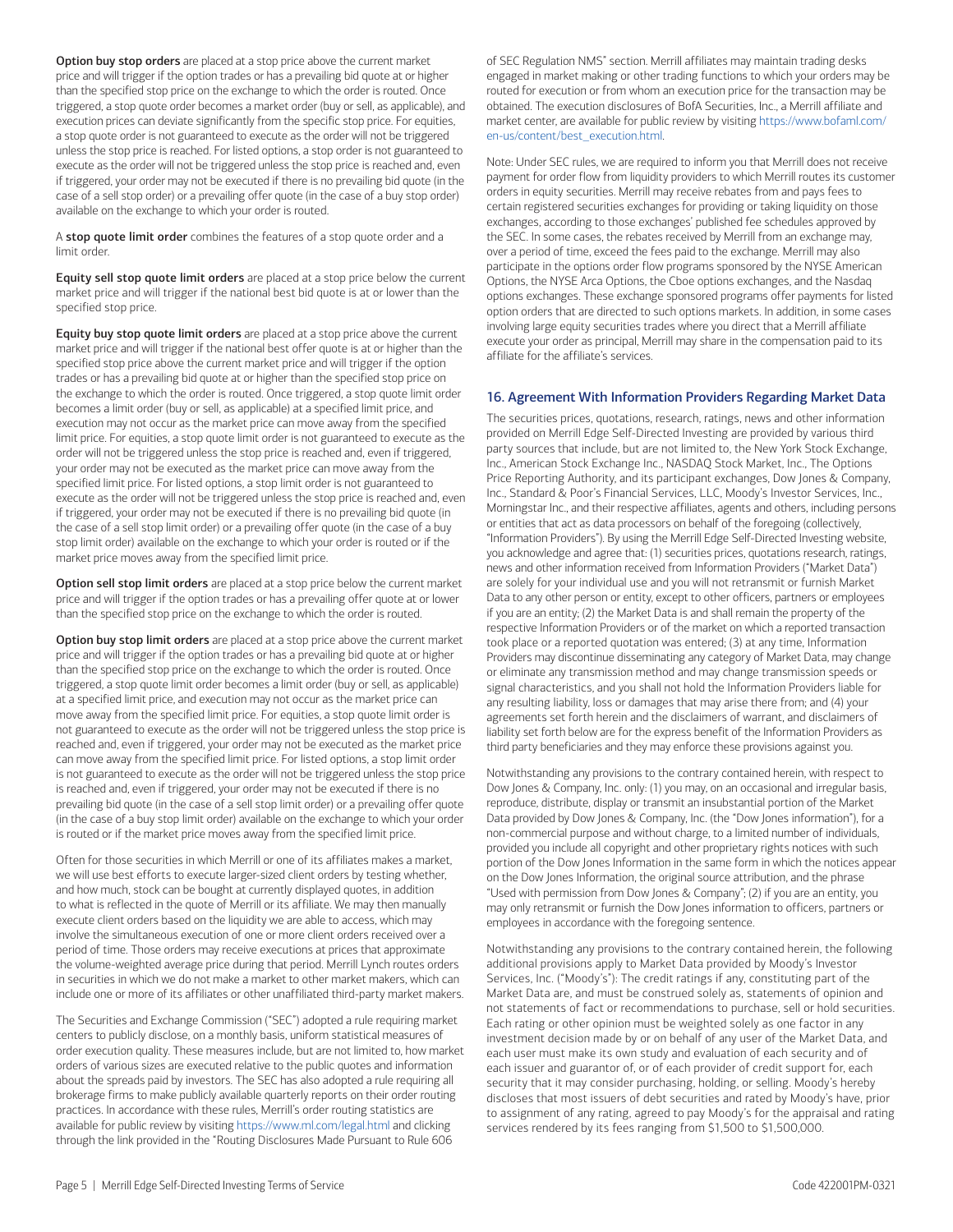**Option buy stop orders** are placed at a stop price above the current market price and will trigger if the option trades or has a prevailing bid quote at or higher than the specified stop price on the exchange to which the order is routed. Once triggered, a stop quote order becomes a market order (buy or sell, as applicable), and execution prices can deviate significantly from the specific stop price. For equities, a stop quote order is not guaranteed to execute as the order will not be triggered unless the stop price is reached. For listed options, a stop order is not guaranteed to execute as the order will not be triggered unless the stop price is reached and, even if triggered, your order may not be executed if there is no prevailing bid quote (in the case of a sell stop order) or a prevailing offer quote (in the case of a buy stop order) available on the exchange to which your order is routed.

A **stop quote limit order** combines the features of a stop quote order and a limit order.

**Equity sell stop quote limit orders** are placed at a stop price below the current market price and will trigger if the national best bid quote is at or lower than the specified stop price.

**Equity buy stop quote limit orders** are placed at a stop price above the current market price and will trigger if the national best offer quote is at or higher than the specified stop price above the current market price and will trigger if the option trades or has a prevailing bid quote at or higher than the specified stop price on the exchange to which the order is routed. Once triggered, a stop quote limit order becomes a limit order (buy or sell, as applicable) at a specified limit price, and execution may not occur as the market price can move away from the specified limit price. For equities, a stop quote limit order is not guaranteed to execute as the order will not be triggered unless the stop price is reached and, even if triggered, your order may not be executed as the market price can move away from the specified limit price. For listed options, a stop limit order is not guaranteed to execute as the order will not be triggered unless the stop price is reached and, even if triggered, your order may not be executed if there is no prevailing bid quote (in the case of a sell stop limit order) or a prevailing offer quote (in the case of a buy stop limit order) available on the exchange to which your order is routed or if the market price moves away from the specified limit price.

**Option sell stop limit orders** are placed at a stop price below the current market price and will trigger if the option trades or has a prevailing offer quote at or lower than the specified stop price on the exchange to which the order is routed.

**Option buy stop limit orders** are placed at a stop price above the current market price and will trigger if the option trades or has a prevailing bid quote at or higher than the specified stop price on the exchange to which the order is routed. Once triggered, a stop quote limit order becomes a limit order (buy or sell, as applicable) at a specified limit price, and execution may not occur as the market price can move away from the specified limit price. For equities, a stop quote limit order is not guaranteed to execute as the order will not be triggered unless the stop price is reached and, even if triggered, your order may not be executed as the market price can move away from the specified limit price. For listed options, a stop limit order is not guaranteed to execute as the order will not be triggered unless the stop price is reached and, even if triggered, your order may not be executed if there is no prevailing bid quote (in the case of a sell stop limit order) or a prevailing offer quote (in the case of a buy stop limit order) available on the exchange to which your order is routed or if the market price moves away from the specified limit price.

Often for those securities in which Merrill or one of its affiliates makes a market, we will use best efforts to execute larger-sized client orders by testing whether, and how much, stock can be bought at currently displayed quotes, in addition to what is reflected in the quote of Merrill or its affiliate. We may then manually execute client orders based on the liquidity we are able to access, which may involve the simultaneous execution of one or more client orders received over a period of time. Those orders may receive executions at prices that approximate the volume-weighted average price during that period. Merrill Lynch routes orders in securities in which we do not make a market to other market makers, which can include one or more of its affiliates or other unaffiliated third-party market makers.

The Securities and Exchange Commission ("SEC") adopted a rule requiring market centers to publicly disclose, on a monthly basis, uniform statistical measures of order execution quality. These measures include, but are not limited to, how market orders of various sizes are executed relative to the public quotes and information about the spreads paid by investors. The SEC has also adopted a rule requiring all brokerage firms to make publicly available quarterly reports on their order routing practices. In accordance with these rules, Merrill's order routing statistics are available for public review by visiting https://www.ml.com/legal.html and clicking through the link provided in the "Routing Disclosures Made Pursuant to Rule 606 of SEC Regulation NMS" section. Merrill affiliates may maintain trading desks engaged in market making or other trading functions to which your orders may be routed for execution or from whom an execution price for the transaction may be obtained. The execution disclosures of BofA Securities, Inc., a Merrill affiliate and market center, are available for public review by visiting https://www.bofaml.com/en-us/content/best_execution.html.

Note: Under SEC rules, we are required to inform you that Merrill does not receive payment for order flow from liquidity providers to which Merrill routes its customer orders in equity securities. Merrill may receive rebates from and pays fees to certain registered securities exchanges for providing or taking liquidity on those exchanges, according to those exchanges' published fee schedules approved by the SEC. In some cases, the rebates received by Merrill from an exchange may, over a period of time, exceed the fees paid to the exchange. Merrill may also participate in the options order flow programs sponsored by the NYSE American Options, the NYSE Arca Options, the Cboe options exchanges, and the Nasdaq options exchanges. These exchange sponsored programs offer payments for listed option orders that are directed to such options markets. In addition, in some cases involving large equity securities trades where you direct that a Merrill affiliate execute your order as principal, Merrill may share in the compensation paid to its affiliate for the affiliate's services.

## 16. Agreement With Information Providers Regarding Market Data

The securities prices, quotations, research, ratings, news and other information provided on Merrill Edge Self-Directed Investing are provided by various third party sources that include, but are not limited to, the New York Stock Exchange, Inc., American Stock Exchange Inc., NASDAQ Stock Market, Inc., The Options Price Reporting Authority, and its participant exchanges, Dow Jones & Company, Inc., Standard & Poor's Financial Services, LLC, Moody's Investor Services, Inc., Morningstar Inc., and their respective affiliates, agents and others, including persons or entities that act as data processors on behalf of the foregoing (collectively, "Information Providers"). By using the Merrill Edge Self-Directed Investing website, you acknowledge and agree that: (1) securities prices, quotations research, ratings, news and other information received from Information Providers ("Market Data") are solely for your individual use and you will not retransmit or furnish Market Data to any other person or entity, except to other officers, partners or employees if you are an entity; (2) the Market Data is and shall remain the property of the respective Information Providers or of the market on which a reported transaction took place or a reported quotation was entered; (3) at any time, Information Providers may discontinue disseminating any category of Market Data, may change or eliminate any transmission method and may change transmission speeds or signal characteristics, and you shall not hold the Information Providers liable for any resulting liability, loss or damages that may arise there from; and (4) your agreements set forth herein and the disclaimers of warrant, and disclaimers of liability set forth below are for the express benefit of the Information Providers as third party beneficiaries and they may enforce these provisions against you.

Notwithstanding any provisions to the contrary contained herein, with respect to Dow Jones & Company, Inc. only: (1) you may, on an occasional and irregular basis, reproduce, distribute, display or transmit an insubstantial portion of the Market Data provided by Dow Jones & Company, Inc. (the "Dow Jones information"), for a non-commercial purpose and without charge, to a limited number of individuals, provided you include all copyright and other proprietary rights notices with such portion of the Dow Jones Information in the same form in which the notices appear on the Dow Jones Information, the original source attribution, and the phrase "Used with permission from Dow Jones & Company"; (2) if you are an entity, you may only retransmit or furnish the Dow Jones information to officers, partners or employees in accordance with the foregoing sentence.

Notwithstanding any provisions to the contrary contained herein, the following additional provisions apply to Market Data provided by Moody's Investor Services, Inc. ("Moody's"): The credit ratings if any, constituting part of the Market Data are, and must be construed solely as, statements of opinion and not statements of fact or recommendations to purchase, sell or hold securities. Each rating or other opinion must be weighted solely as one factor in any investment decision made by or on behalf of any user of the Market Data, and each user must make its own study and evaluation of each security and of each issuer and guarantor of, or of each provider of credit support for, each security that it may consider purchasing, holding, or selling. Moody's hereby discloses that most issuers of debt securities and rated by Moody's have, prior to assignment of any rating, agreed to pay Moody's for the appraisal and rating services rendered by its fees ranging from $1,500 to $1,500,000.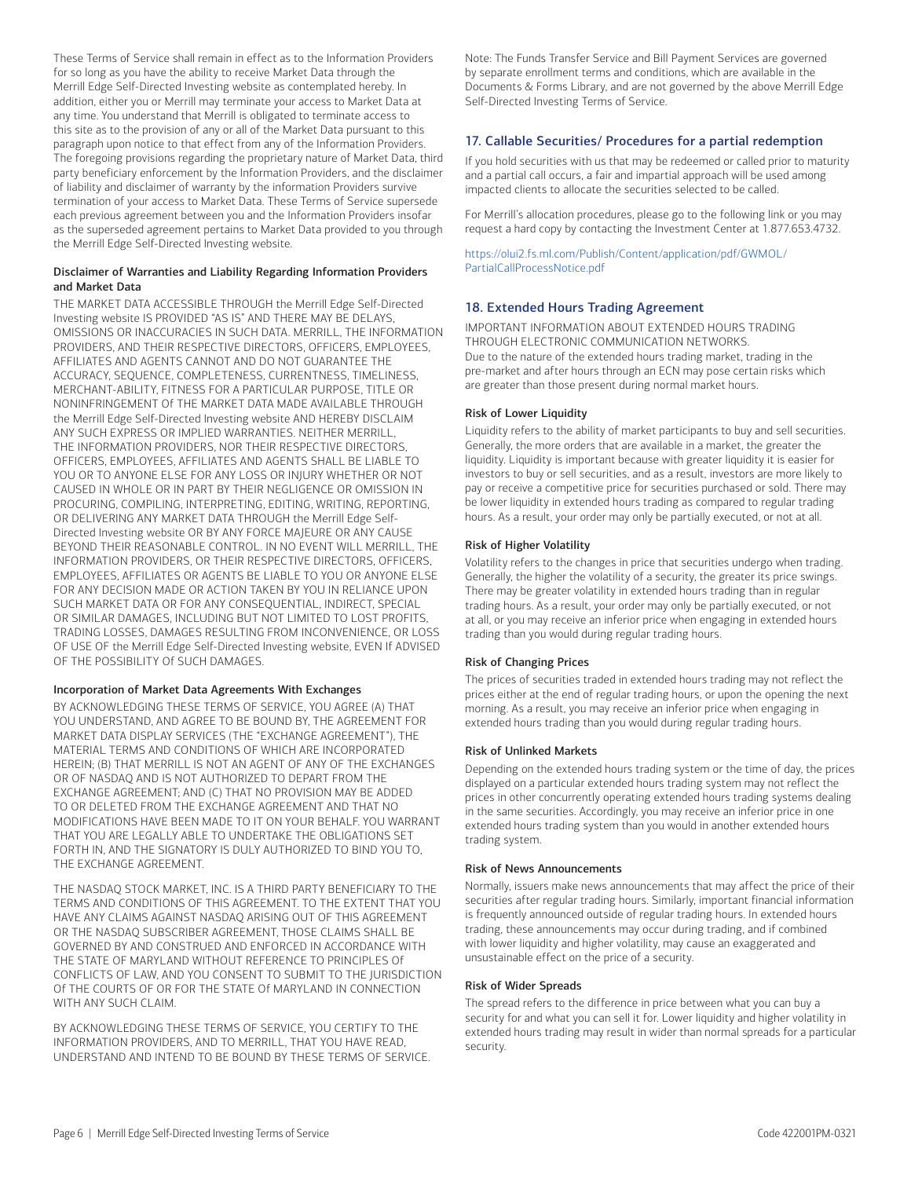These Terms of Service shall remain in effect as to the Information Providers for so long as you have the ability to receive Market Data through the Merrill Edge Self-Directed Investing website as contemplated hereby. In addition, either you or Merrill may terminate your access to Market Data at any time. You understand that Merrill is obligated to terminate access to this site as to the provision of any or all of the Market Data pursuant to this paragraph upon notice to that effect from any of the Information Providers. The foregoing provisions regarding the proprietary nature of Market Data, third party beneficiary enforcement by the Information Providers, and the disclaimer of liability and disclaimer of warranty by the information Providers survive termination of your access to Market Data. These Terms of Service supersede each previous agreement between you and the Information Providers insofar as the superseded agreement pertains to Market Data provided to you through the Merrill Edge Self-Directed Investing website.

#### Disclaimer of Warranties and Liability Regarding Information Providers and Market Data

THE MARKET DATA ACCESSIBLE THROUGH the Merrill Edge Self-Directed Investing website IS PROVIDED "AS IS" AND THERE MAY BE DELAYS, OMISSIONS OR INACCURACIES IN SUCH DATA. MERRILL, THE INFORMATION PROVIDERS, AND THEIR RESPECTIVE DIRECTORS, OFFICERS, EMPLOYEES, AFFILIATES AND AGENTS CANNOT AND DO NOT GUARANTEE THE ACCURACY, SEQUENCE, COMPLETENESS, CURRENTNESS, TIMELINESS, MERCHANT-ABILITY, FITNESS FOR A PARTICULAR PURPOSE, TITLE OR NONINFRINGEMENT Of THE MARKET DATA MADE AVAILABLE THROUGH the Merrill Edge Self-Directed Investing website AND HEREBY DISCLAIM ANY SUCH EXPRESS OR IMPLIED WARRANTIES. NEITHER MERRILL, THE INFORMATION PROVIDERS, NOR THEIR RESPECTIVE DIRECTORS, OFFICERS, EMPLOYEES, AFFILIATES AND AGENTS SHALL BE LIABLE TO YOU OR TO ANYONE ELSE FOR ANY LOSS OR INJURY WHETHER OR NOT CAUSED IN WHOLE OR IN PART BY THEIR NEGLIGENCE OR OMISSION IN PROCURING, COMPILING, INTERPRETING, EDITING, WRITING, REPORTING, OR DELIVERING ANY MARKET DATA THROUGH the Merrill Edge Self-Directed Investing website OR BY ANY FORCE MAJEURE OR ANY CAUSE BEYOND THEIR REASONABLE CONTROL. IN NO EVENT WILL MERRILL, THE INFORMATION PROVIDERS, OR THEIR RESPECTIVE DIRECTORS, OFFICERS, EMPLOYEES, AFFILIATES OR AGENTS BE LIABLE TO YOU OR ANYONE ELSE FOR ANY DECISION MADE OR ACTION TAKEN BY YOU IN RELIANCE UPON SUCH MARKET DATA OR FOR ANY CONSEQUENTIAL, INDIRECT, SPECIAL OR SIMILAR DAMAGES, INCLUDING BUT NOT LIMITED TO LOST PROFITS, TRADING LOSSES, DAMAGES RESULTING FROM INCONVENIENCE, OR LOSS OF USE OF the Merrill Edge Self-Directed Investing website, EVEN If ADVISED OF THE POSSIBILITY Of SUCH DAMAGES.

#### Incorporation of Market Data Agreements With Exchanges

BY ACKNOWLEDGING THESE TERMS OF SERVICE, YOU AGREE (A) THAT YOU UNDERSTAND, AND AGREE TO BE BOUND BY, THE AGREEMENT FOR MARKET DATA DISPLAY SERVICES (THE "EXCHANGE AGREEMENT"), THE MATERIAL TERMS AND CONDITIONS OF WHICH ARE INCORPORATED HEREIN; (B) THAT MERRILL IS NOT AN AGENT OF ANY OF THE EXCHANGES OR OF NASDAQ AND IS NOT AUTHORIZED TO DEPART FROM THE EXCHANGE AGREEMENT; AND (C) THAT NO PROVISION MAY BE ADDED TO OR DELETED FROM THE EXCHANGE AGREEMENT AND THAT NO MODIFICATIONS HAVE BEEN MADE TO IT ON YOUR BEHALF. YOU WARRANT THAT YOU ARE LEGALLY ABLE TO UNDERTAKE THE OBLIGATIONS SET FORTH IN, AND THE SIGNATORY IS DULY AUTHORIZED TO BIND YOU TO, THE EXCHANGE AGREEMENT.

THE NASDAQ STOCK MARKET, INC. IS A THIRD PARTY BENEFICIARY TO THE TERMS AND CONDITIONS OF THIS AGREEMENT. TO THE EXTENT THAT YOU HAVE ANY CLAIMS AGAINST NASDAQ ARISING OUT OF THIS AGREEMENT OR THE NASDAQ SUBSCRIBER AGREEMENT, THOSE CLAIMS SHALL BE GOVERNED BY AND CONSTRUED AND ENFORCED IN ACCORDANCE WITH THE STATE OF MARYLAND WITHOUT REFERENCE TO PRINCIPLES Of CONFLICTS OF LAW, AND YOU CONSENT TO SUBMIT TO THE JURISDICTION Of THE COURTS OF OR FOR THE STATE Of MARYLAND IN CONNECTION WITH ANY SUCH CLAIM.

BY ACKNOWLEDGING THESE TERMS OF SERVICE, YOU CERTIFY TO THE INFORMATION PROVIDERS, AND TO MERRILL, THAT YOU HAVE READ, UNDERSTAND AND INTEND TO BE BOUND BY THESE TERMS OF SERVICE.

Note: The Funds Transfer Service and Bill Payment Services are governed by separate enrollment terms and conditions, which are available in the Documents & Forms Library, and are not governed by the above Merrill Edge Self-Directed Investing Terms of Service.

### 17. Callable Securities/ Procedures for a partial redemption

If you hold securities with us that may be redeemed or called prior to maturity and a partial call occurs, a fair and impartial approach will be used among impacted clients to allocate the securities selected to be called.

For Merrill's allocation procedures, please go to the following link or you may request a hard copy by contacting the Investment Center at 1.877.653.4732.

https://olui2.fs.ml.com/Publish/Content/application/pdf/GWMOL/PartialCallProcessNotice.pdf

### 18. Extended Hours Trading Agreement

IMPORTANT INFORMATION ABOUT EXTENDED HOURS TRADING THROUGH ELECTRONIC COMMUNICATION NETWORKS.
Due to the nature of the extended hours trading market, trading in the pre-market and after hours through an ECN may pose certain risks which are greater than those present during normal market hours.

#### Risk of Lower Liquidity

Liquidity refers to the ability of market participants to buy and sell securities. Generally, the more orders that are available in a market, the greater the liquidity. Liquidity is important because with greater liquidity it is easier for investors to buy or sell securities, and as a result, investors are more likely to pay or receive a competitive price for securities purchased or sold. There may be lower liquidity in extended hours trading as compared to regular trading hours. As a result, your order may only be partially executed, or not at all.

#### Risk of Higher Volatility

Volatility refers to the changes in price that securities undergo when trading. Generally, the higher the volatility of a security, the greater its price swings. There may be greater volatility in extended hours trading than in regular trading hours. As a result, your order may only be partially executed, or not at all, or you may receive an inferior price when engaging in extended hours trading than you would during regular trading hours.

#### Risk of Changing Prices

The prices of securities traded in extended hours trading may not reflect the prices either at the end of regular trading hours, or upon the opening the next morning. As a result, you may receive an inferior price when engaging in extended hours trading than you would during regular trading hours.

#### Risk of Unlinked Markets

Depending on the extended hours trading system or the time of day, the prices displayed on a particular extended hours trading system may not reflect the prices in other concurrently operating extended hours trading systems dealing in the same securities. Accordingly, you may receive an inferior price in one extended hours trading system than you would in another extended hours trading system.

#### Risk of News Announcements

Normally, issuers make news announcements that may affect the price of their securities after regular trading hours. Similarly, important financial information is frequently announced outside of regular trading hours. In extended hours trading, these announcements may occur during trading, and if combined with lower liquidity and higher volatility, may cause an exaggerated and unsustainable effect on the price of a security.

#### Risk of Wider Spreads

The spread refers to the difference in price between what you can buy a security for and what you can sell it for. Lower liquidity and higher volatility in extended hours trading may result in wider than normal spreads for a particular security.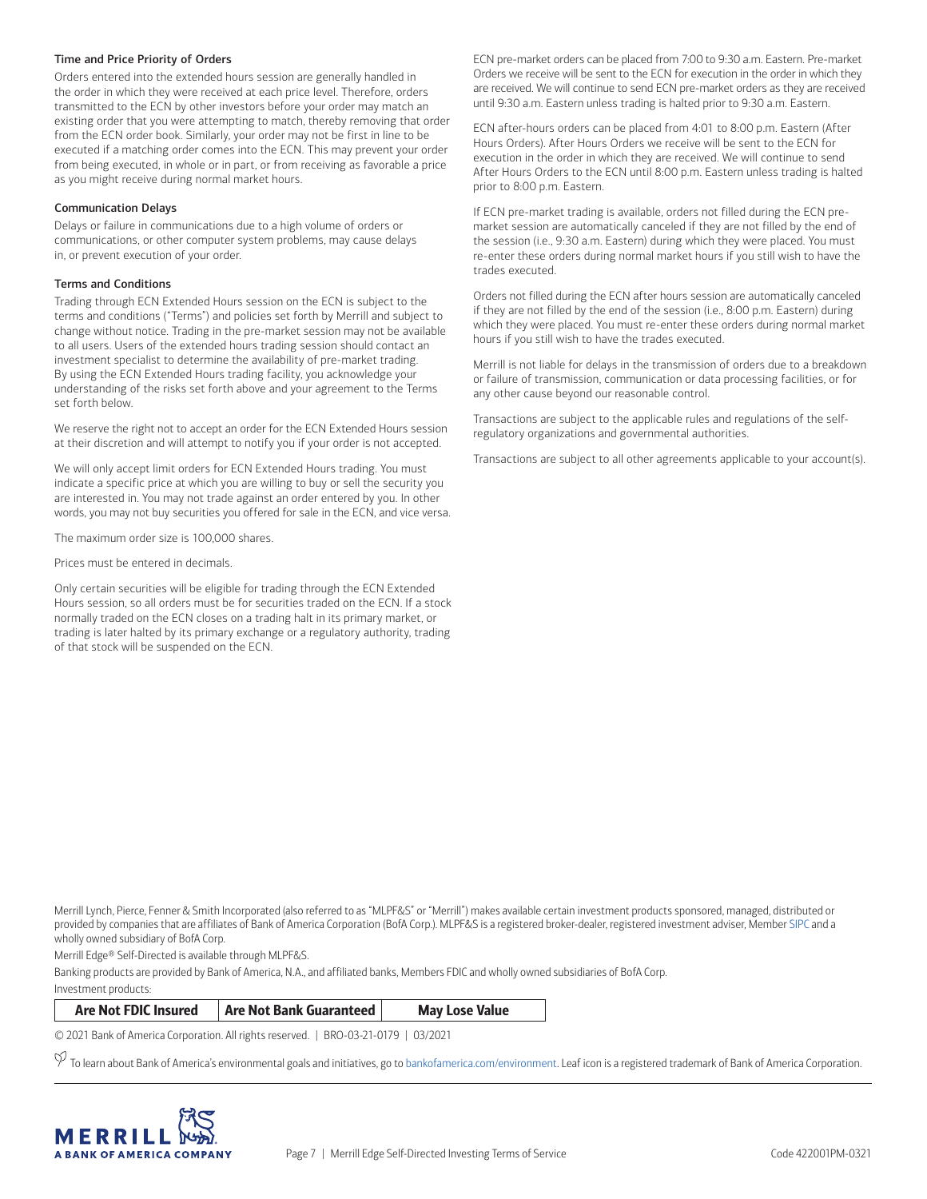### Time and Price Priority of Orders

Orders entered into the extended hours session are generally handled in the order in which they were received at each price level. Therefore, orders transmitted to the ECN by other investors before your order may match an existing order that you were attempting to match, thereby removing that order from the ECN order book. Similarly, your order may not be first in line to be executed if a matching order comes into the ECN. This may prevent your order from being executed, in whole or in part, or from receiving as favorable a price as you might receive during normal market hours.

### Communication Delays

Delays or failure in communications due to a high volume of orders or communications, or other computer system problems, may cause delays in, or prevent execution of your order.

### Terms and Conditions

Trading through ECN Extended Hours session on the ECN is subject to the terms and conditions ("Terms") and policies set forth by Merrill and subject to change without notice. Trading in the pre-market session may not be available to all users. Users of the extended hours trading session should contact an investment specialist to determine the availability of pre-market trading. By using the ECN Extended Hours trading facility, you acknowledge your understanding of the risks set forth above and your agreement to the Terms set forth below.

We reserve the right not to accept an order for the ECN Extended Hours session at their discretion and will attempt to notify you if your order is not accepted.

We will only accept limit orders for ECN Extended Hours trading. You must indicate a specific price at which you are willing to buy or sell the security you are interested in. You may not trade against an order entered by you. In other words, you may not buy securities you offered for sale in the ECN, and vice versa.

The maximum order size is 100,000 shares.

Prices must be entered in decimals.

Only certain securities will be eligible for trading through the ECN Extended Hours session, so all orders must be for securities traded on the ECN. If a stock normally traded on the ECN closes on a trading halt in its primary market, or trading is later halted by its primary exchange or a regulatory authority, trading of that stock will be suspended on the ECN.

ECN pre-market orders can be placed from 7:00 to 9:30 a.m. Eastern. Pre-market Orders we receive will be sent to the ECN for execution in the order in which they are received. We will continue to send ECN pre-market orders as they are received until 9:30 a.m. Eastern unless trading is halted prior to 9:30 a.m. Eastern.

ECN after-hours orders can be placed from 4:01 to 8:00 p.m. Eastern (After Hours Orders). After Hours Orders we receive will be sent to the ECN for execution in the order in which they are received. We will continue to send After Hours Orders to the ECN until 8:00 p.m. Eastern unless trading is halted prior to 8:00 p.m. Eastern.

If ECN pre-market trading is available, orders not filled during the ECN pre-market session are automatically canceled if they are not filled by the end of the session (i.e., 9:30 a.m. Eastern) during which they were placed. You must re-enter these orders during normal market hours if you still wish to have the trades executed.

Orders not filled during the ECN after hours session are automatically canceled if they are not filled by the end of the session (i.e., 8:00 p.m. Eastern) during which they were placed. You must re-enter these orders during normal market hours if you still wish to have the trades executed.

Merrill is not liable for delays in the transmission of orders due to a breakdown or failure of transmission, communication or data processing facilities, or for any other cause beyond our reasonable control.

Transactions are subject to the applicable rules and regulations of the self-regulatory organizations and governmental authorities.

Transactions are subject to all other agreements applicable to your account(s).

Merrill Lynch, Pierce, Fenner & Smith Incorporated (also referred to as "MLPF&S" or "Merrill") makes available certain investment products sponsored, managed, distributed or provided by companies that are affiliates of Bank of America Corporation (BofA Corp.). MLPF&S is a registered broker-dealer, registered investment adviser, Member SIPC and a wholly owned subsidiary of BofA Corp.

Merrill Edge® Self-Directed is available through MLPF&S.

Banking products are provided by Bank of America, N.A., and affiliated banks, Members FDIC and wholly owned subsidiaries of BofA Corp.

Investment products:

| Are Not FDIC Insured | Are Not Bank Guaranteed | May Lose Value |
|---|---|---|

© 2021 Bank of America Corporation. All rights reserved. | BRO-03-21-0179 | 03/2021

To learn about Bank of America's environmental goals and initiatives, go to bankofamerica.com/environment. Leaf icon is a registered trademark of Bank of America Corporation.

MERRILL A BANK OF AMERICA COMPANY

Merrill Edge Self-Directed Investing Terms of Service

Code 422001PM-0321